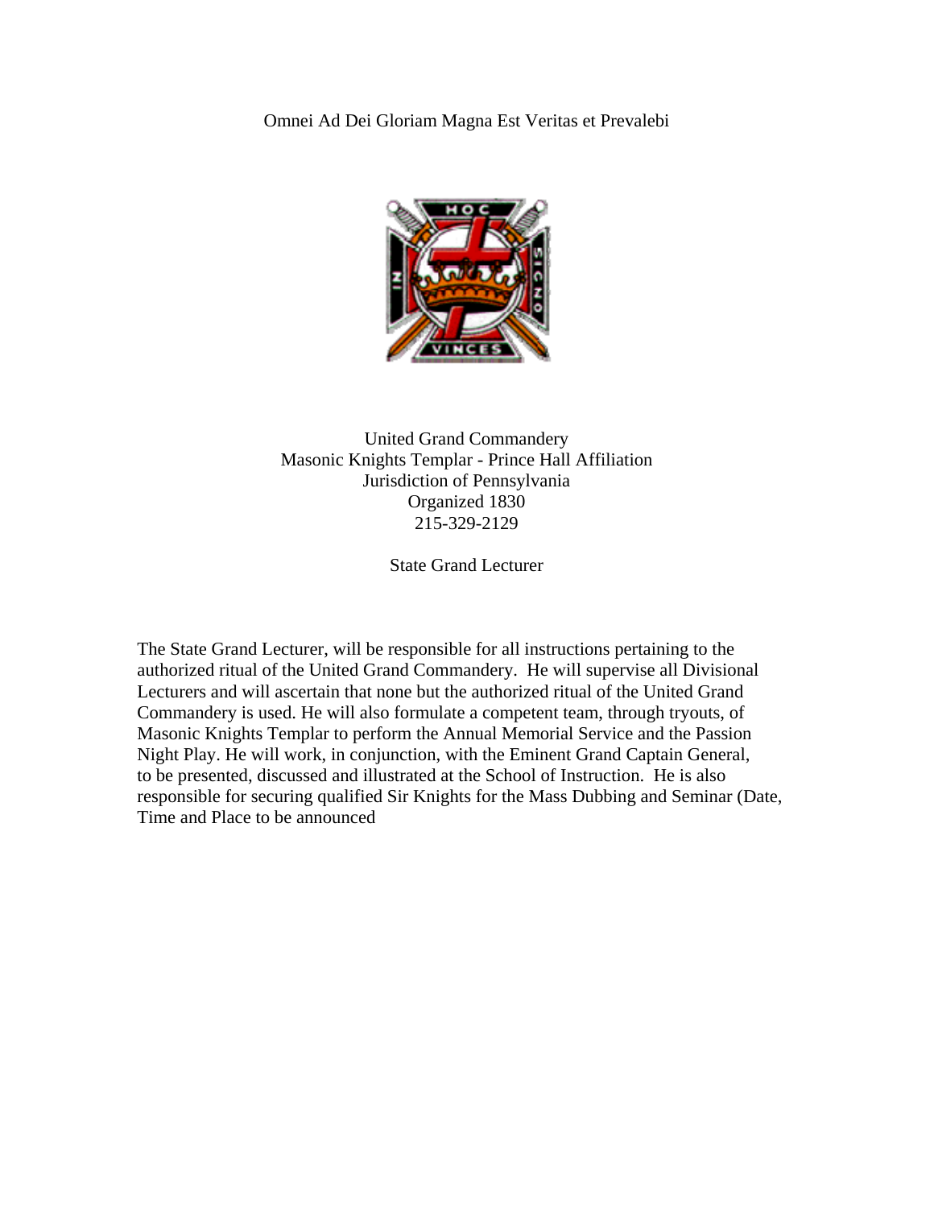Omnei Ad Dei Gloriam Magna Est Veritas et Prevalebi

United Grand Commandery
Masonic Knights Templar - Prince Hall Affiliation
Jurisdiction of Pennsylvania
Organized 1830
215-329-2129

## State Grand Lecturer

The State Grand Lecturer, will be responsible for all instructions pertaining to the authorized ritual of the United Grand Commandery. He will supervise all Divisional Lecturers and will ascertain that none but the authorized ritual of the United Grand Commandery is used. He will also formulate a competent team, through tryouts, of Masonic Knights Templar to perform the Annual Memorial Service and the Passion Night Play. He will work, in conjunction, with the Eminent Grand Captain General, to be presented, discussed and illustrated at the School of Instruction. He is also responsible for securing qualified Sir Knights for the Mass Dubbing and Seminar (Date, Time and Place to be announced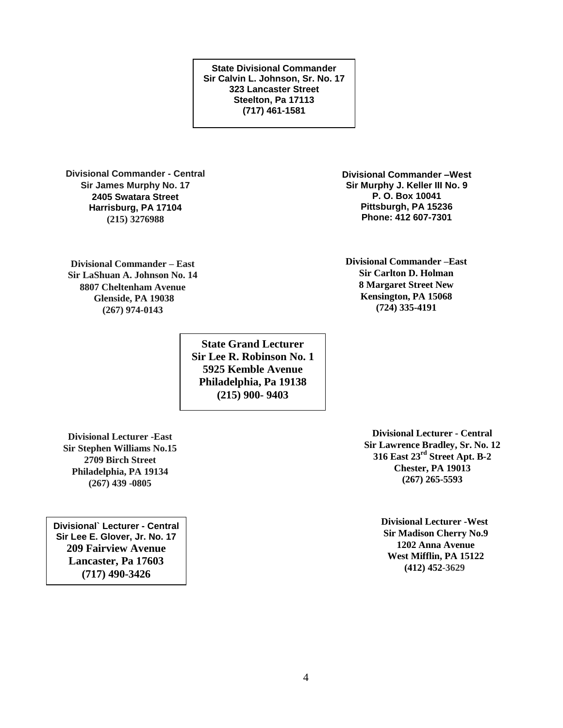**State Divisional Commander**
**Sir Calvin L. Johnson, Sr. No. 17**
**323 Lancaster Street**
**Steelton, Pa 17113**
**(717) 461-1581**

**Divisional Commander - Central**
**Sir James Murphy No. 17**
**2405 Swatara Street**
**Harrisburg, PA 17104**
**(215) 3276988**

**Divisional Commander –West**
**Sir Murphy J. Keller III No. 9**
**P. O. Box 10041**
**Pittsburgh, PA 15236**
**Phone: 412 607-7301**

**Divisional Commander – East**
**Sir LaShuan A. Johnson No. 14**
**8807 Cheltenham Avenue**
**Glenside, PA 19038**
**(267) 974-0143**

**Divisional Commander –East**
**Sir Carlton D. Holman**
**8 Margaret Street New**
**Kensington, PA 15068**
**(724) 335-4191**

**State Grand Lecturer**
**Sir Lee R. Robinson No. 1**
**5925 Kemble Avenue**
**Philadelphia, Pa 19138**
**(215) 900- 9403**

**Divisional Lecturer -East**
**Sir Stephen Williams No.15**
**2709 Birch Street**
**Philadelphia, PA 19134**
**(267) 439 -0805**

**Divisional Lecturer - Central**
**Sir Lawrence Bradley, Sr. No. 12**
**316 East 23rd Street Apt. B-2**
**Chester, PA 19013**
**(267) 265-5593**

**Divisional` Lecturer - Central**
**Sir Lee E. Glover, Jr. No. 17**
**209 Fairview Avenue**
**Lancaster, Pa 17603**
**(717) 490-3426**

**Divisional Lecturer -West**
**Sir Madison Cherry No.9**
**1202 Anna Avenue**
**West Mifflin, PA 15122**
**(412) 452-3629**